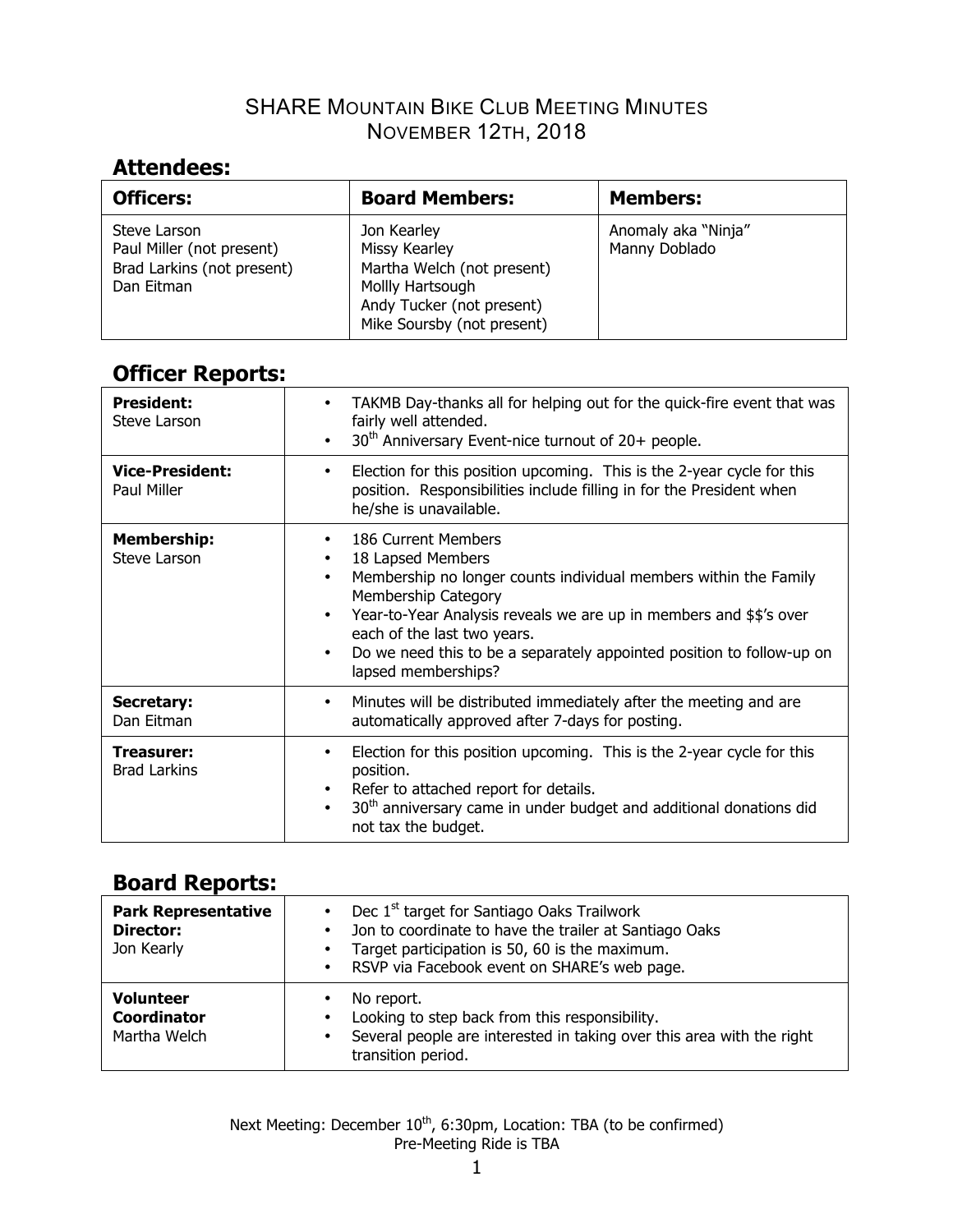# SHARE Mountain Bike Club Meeting Minutes
## November 12th, 2018

## Attendees:

| Officers: | Board Members: | Members: |
|---|---|---|
| Steve Larson<br>Paul Miller (not present)<br>Brad Larkins (not present)<br>Dan Eitman | Jon Kearley<br>Missy Kearley<br>Martha Welch (not present)<br>Mollly Hartsough<br>Andy Tucker (not present)<br>Mike Soursby (not present) | Anomaly aka "Ninja"<br>Manny Doblado |

## Officer Reports:

| | |
|---|---|
| **President:**<br>Steve Larson | • TAKMB Day-thanks all for helping out for the quick-fire event that was fairly well attended.<br>• 30th Anniversary Event-nice turnout of 20+ people. |
| **Vice-President:**<br>Paul Miller | • Election for this position upcoming. This is the 2-year cycle for this position. Responsibilities include filling in for the President when he/she is unavailable. |
| **Membership:**<br>Steve Larson | • 186 Current Members<br>• 18 Lapsed Members<br>• Membership no longer counts individual members within the Family Membership Category<br>• Year-to-Year Analysis reveals we are up in members and $$'s over each of the last two years.<br>• Do we need this to be a separately appointed position to follow-up on lapsed memberships? |
| **Secretary:**<br>Dan Eitman | • Minutes will be distributed immediately after the meeting and are automatically approved after 7-days for posting. |
| **Treasurer:**<br>Brad Larkins | • Election for this position upcoming. This is the 2-year cycle for this position.<br>• Refer to attached report for details.<br>• 30th anniversary came in under budget and additional donations did not tax the budget. |

## Board Reports:

| | |
|---|---|
| **Park Representative Director:**<br>Jon Kearly | • Dec 1st target for Santiago Oaks Trailwork<br>• Jon to coordinate to have the trailer at Santiago Oaks<br>• Target participation is 50, 60 is the maximum.<br>• RSVP via Facebook event on SHARE's web page. |
| **Volunteer Coordinator**<br>Martha Welch | • No report.<br>• Looking to step back from this responsibility.<br>• Several people are interested in taking over this area with the right transition period. |

Next Meeting: December 10th, 6:30pm, Location: TBA (to be confirmed)
Pre-Meeting Ride is TBA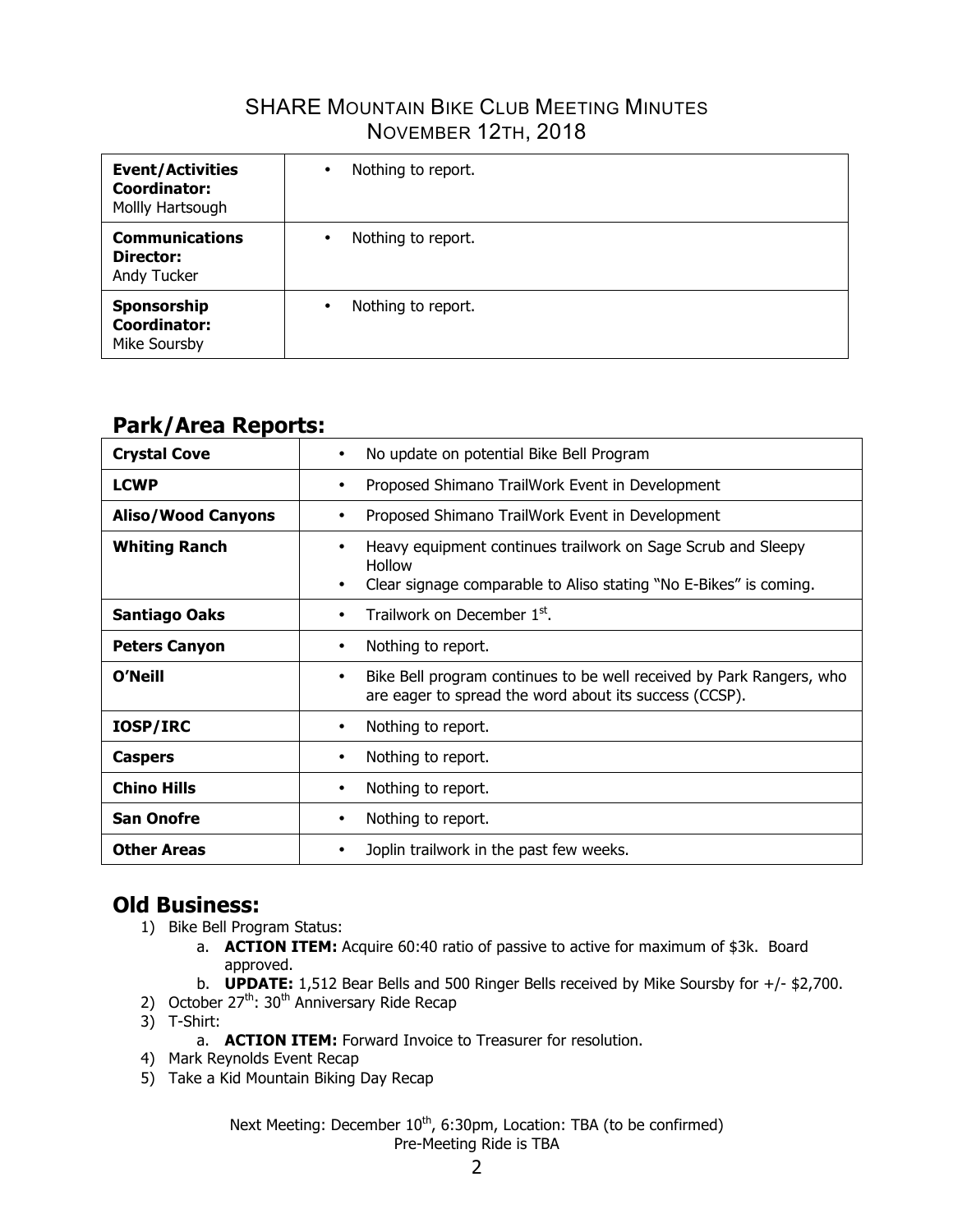# SHARE Mountain Bike Club Meeting Minutes
## November 12th, 2018

| | |
|---|---|
| **Event/Activities Coordinator:** Mollly Hartsough | • Nothing to report. |
| **Communications Director:** Andy Tucker | • Nothing to report. |
| **Sponsorship Coordinator:** Mike Soursby | • Nothing to report. |

## Park/Area Reports:

| | |
|---|---|
| **Crystal Cove** | • No update on potential Bike Bell Program |
| **LCWP** | • Proposed Shimano TrailWork Event in Development |
| **Aliso/Wood Canyons** | • Proposed Shimano TrailWork Event in Development |
| **Whiting Ranch** | • Heavy equipment continues trailwork on Sage Scrub and Sleepy Hollow<br>• Clear signage comparable to Aliso stating "No E-Bikes" is coming. |
| **Santiago Oaks** | • Trailwork on December 1st. |
| **Peters Canyon** | • Nothing to report. |
| **O'Neill** | • Bike Bell program continues to be well received by Park Rangers, who are eager to spread the word about its success (CCSP). |
| **IOSP/IRC** | • Nothing to report. |
| **Caspers** | • Nothing to report. |
| **Chino Hills** | • Nothing to report. |
| **San Onofre** | • Nothing to report. |
| **Other Areas** | • Joplin trailwork in the past few weeks. |

## Old Business:

1) Bike Bell Program Status:
    a. **ACTION ITEM:** Acquire 60:40 ratio of passive to active for maximum of $3k. Board approved.
    b. **UPDATE:** 1,512 Bear Bells and 500 Ringer Bells received by Mike Soursby for +/- $2,700.
2) October 27th: 30th Anniversary Ride Recap
3) T-Shirt:
    a. **ACTION ITEM:** Forward Invoice to Treasurer for resolution.
4) Mark Reynolds Event Recap
5) Take a Kid Mountain Biking Day Recap

Next Meeting: December 10th, 6:30pm, Location: TBA (to be confirmed)
Pre-Meeting Ride is TBA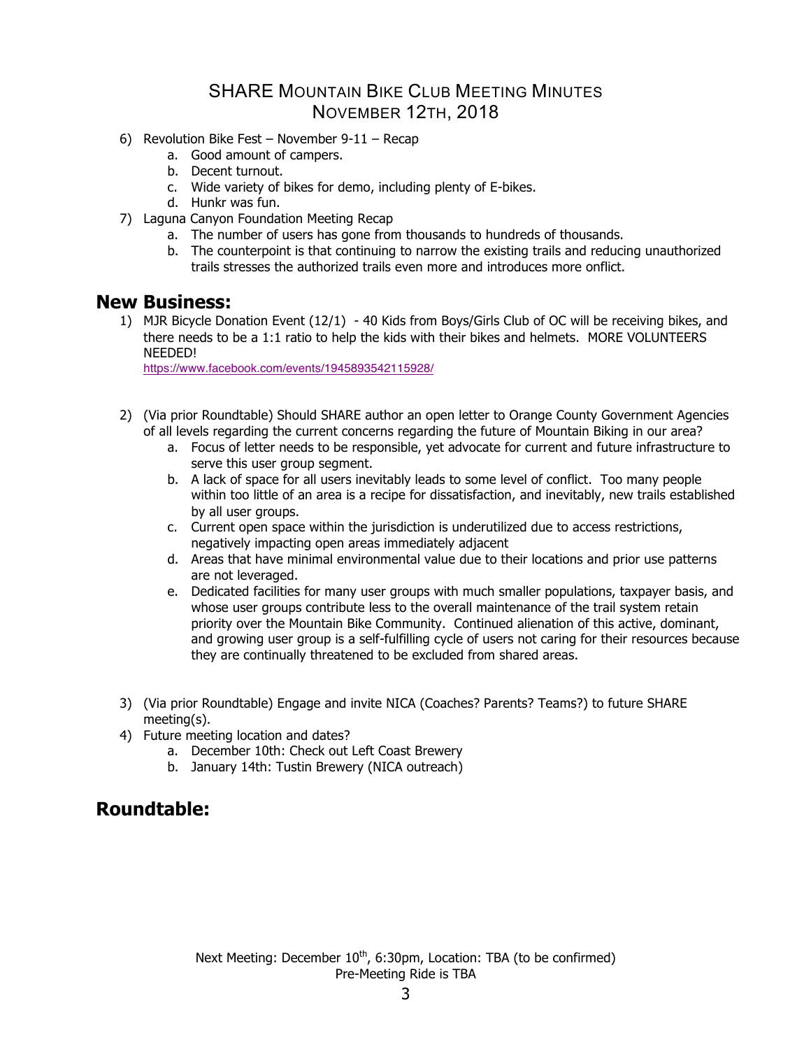# SHARE Mountain Bike Club Meeting Minutes
## November 12th, 2018

6) Revolution Bike Fest – November 9-11 – Recap
   a. Good amount of campers.
   b. Decent turnout.
   c. Wide variety of bikes for demo, including plenty of E-bikes.
   d. Hunkr was fun.
7) Laguna Canyon Foundation Meeting Recap
   a. The number of users has gone from thousands to hundreds of thousands.
   b. The counterpoint is that continuing to narrow the existing trails and reducing unauthorized trails stresses the authorized trails even more and introduces more onflict.

## New Business:

1) MJR Bicycle Donation Event (12/1) - 40 Kids from Boys/Girls Club of OC will be receiving bikes, and there needs to be a 1:1 ratio to help the kids with their bikes and helmets. MORE VOLUNTEERS NEEDED!
   https://www.facebook.com/events/1945893542115928/

2) (Via prior Roundtable) Should SHARE author an open letter to Orange County Government Agencies of all levels regarding the current concerns regarding the future of Mountain Biking in our area?
   a. Focus of letter needs to be responsible, yet advocate for current and future infrastructure to serve this user group segment.
   b. A lack of space for all users inevitably leads to some level of conflict. Too many people within too little of an area is a recipe for dissatisfaction, and inevitably, new trails established by all user groups.
   c. Current open space within the jurisdiction is underutilized due to access restrictions, negatively impacting open areas immediately adjacent
   d. Areas that have minimal environmental value due to their locations and prior use patterns are not leveraged.
   e. Dedicated facilities for many user groups with much smaller populations, taxpayer basis, and whose user groups contribute less to the overall maintenance of the trail system retain priority over the Mountain Bike Community. Continued alienation of this active, dominant, and growing user group is a self-fulfilling cycle of users not caring for their resources because they are continually threatened to be excluded from shared areas.

3) (Via prior Roundtable) Engage and invite NICA (Coaches? Parents? Teams?) to future SHARE meeting(s).
4) Future meeting location and dates?
   a. December 10th: Check out Left Coast Brewery
   b. January 14th: Tustin Brewery (NICA outreach)

## Roundtable:

Next Meeting: December 10th, 6:30pm, Location: TBA (to be confirmed)
Pre-Meeting Ride is TBA